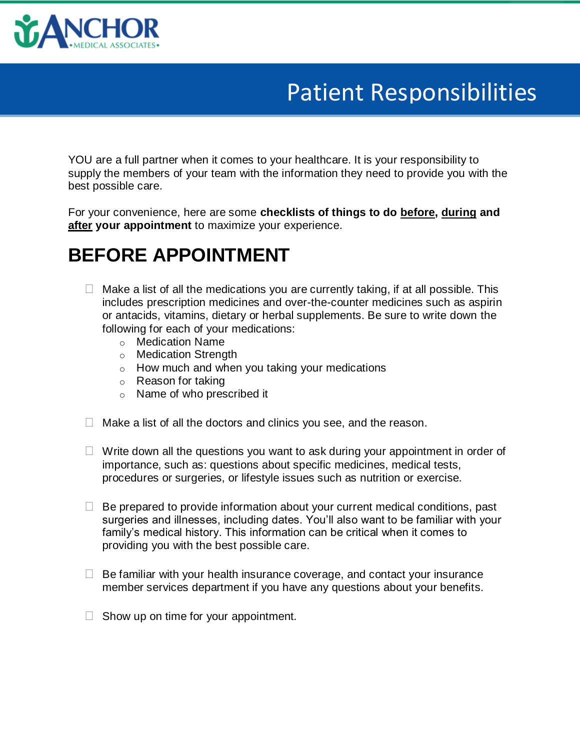ANCHOR •MEDICAL ASSOCIATES•

# Patient Responsibilities

YOU are a full partner when it comes to your healthcare. It is your responsibility to supply the members of your team with the information they need to provide you with the best possible care.

For your convenience, here are some **checklists of things to do <u>before</u>, <u>during</u> and <u>after</u> your appointment** to maximize your experience.

## BEFORE APPOINTMENT

- [ ] Make a list of all the medications you are currently taking, if at all possible. This includes prescription medicines and over-the-counter medicines such as aspirin or antacids, vitamins, dietary or herbal supplements. Be sure to write down the following for each of your medications:
  - Medication Name
  - Medication Strength
  - How much and when you taking your medications
  - Reason for taking
  - Name of who prescribed it

- [ ] Make a list of all the doctors and clinics you see, and the reason.

- [ ] Write down all the questions you want to ask during your appointment in order of importance, such as: questions about specific medicines, medical tests, procedures or surgeries, or lifestyle issues such as nutrition or exercise.

- [ ] Be prepared to provide information about your current medical conditions, past surgeries and illnesses, including dates. You'll also want to be familiar with your family's medical history. This information can be critical when it comes to providing you with the best possible care.

- [ ] Be familiar with your health insurance coverage, and contact your insurance member services department if you have any questions about your benefits.

- [ ] Show up on time for your appointment.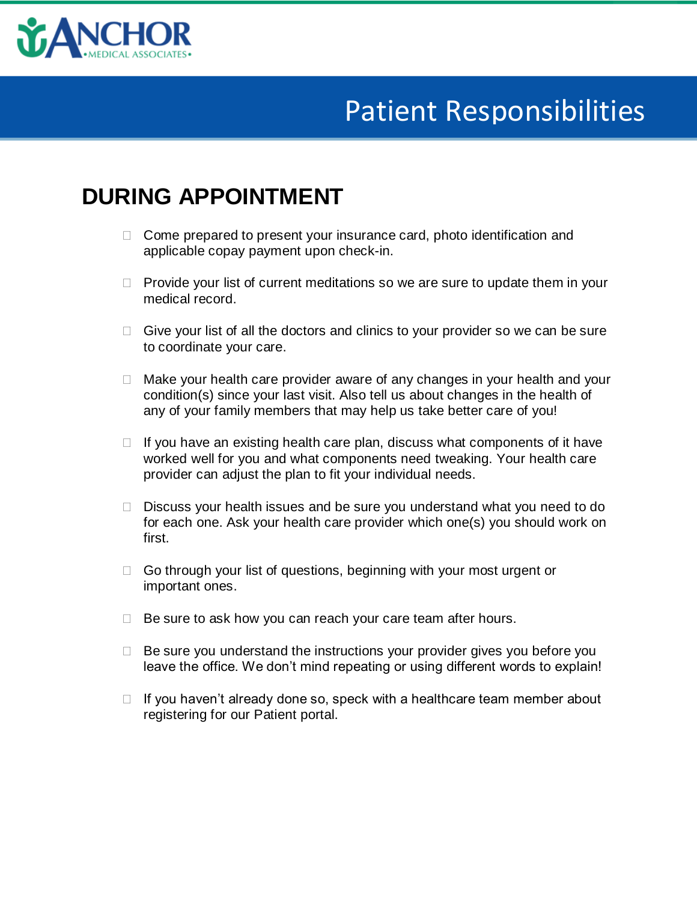# Patient Responsibilities

## DURING APPOINTMENT

- Come prepared to present your insurance card, photo identification and applicable copay payment upon check-in.
- Provide your list of current meditations so we are sure to update them in your medical record.
- Give your list of all the doctors and clinics to your provider so we can be sure to coordinate your care.
- Make your health care provider aware of any changes in your health and your condition(s) since your last visit. Also tell us about changes in the health of any of your family members that may help us take better care of you!
- If you have an existing health care plan, discuss what components of it have worked well for you and what components need tweaking. Your health care provider can adjust the plan to fit your individual needs.
- Discuss your health issues and be sure you understand what you need to do for each one. Ask your health care provider which one(s) you should work on first.
- Go through your list of questions, beginning with your most urgent or important ones.
- Be sure to ask how you can reach your care team after hours.
- Be sure you understand the instructions your provider gives you before you leave the office. We don't mind repeating or using different words to explain!
- If you haven't already done so, speck with a healthcare team member about registering for our Patient portal.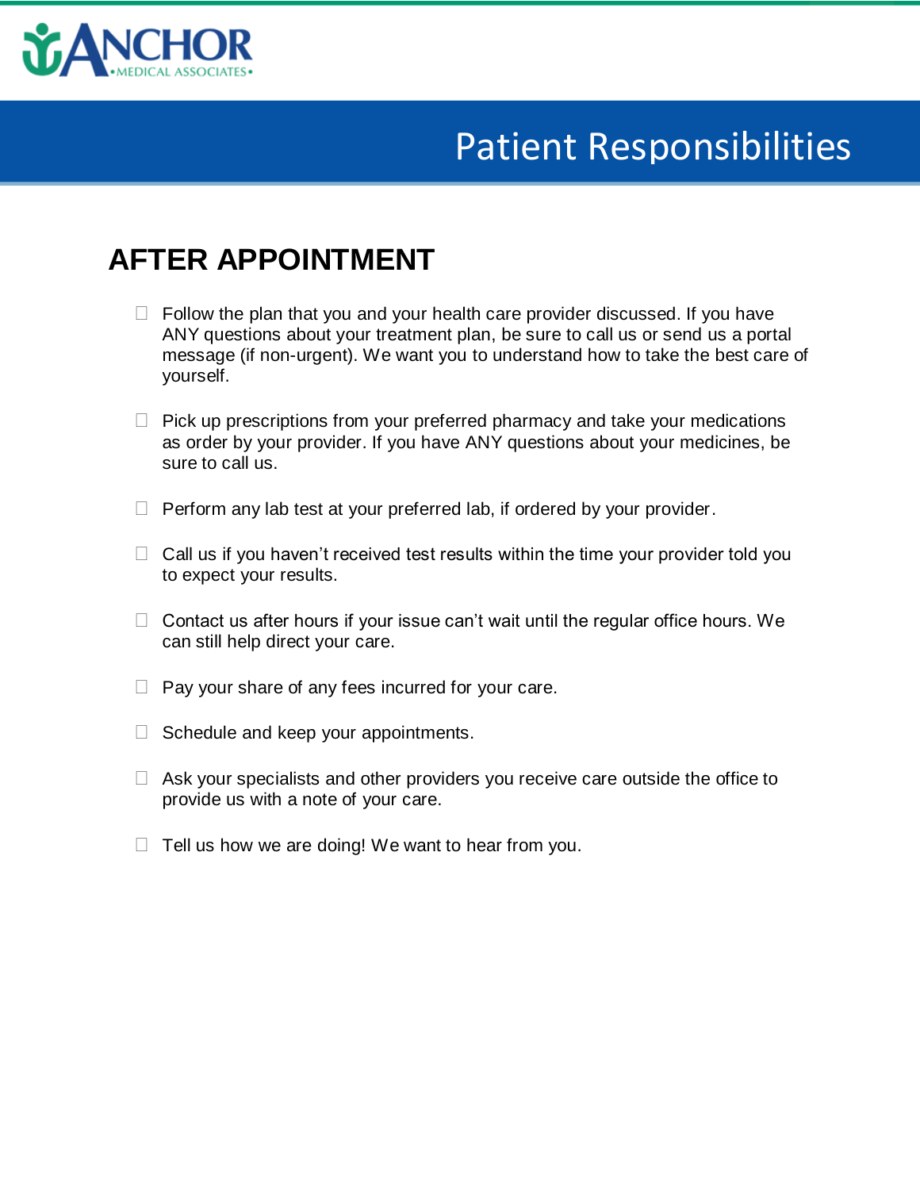# Patient Responsibilities

## AFTER APPOINTMENT

- ☐ Follow the plan that you and your health care provider discussed. If you have ANY questions about your treatment plan, be sure to call us or send us a portal message (if non-urgent). We want you to understand how to take the best care of yourself.
- ☐ Pick up prescriptions from your preferred pharmacy and take your medications as order by your provider. If you have ANY questions about your medicines, be sure to call us.
- ☐ Perform any lab test at your preferred lab, if ordered by your provider.
- ☐ Call us if you haven't received test results within the time your provider told you to expect your results.
- ☐ Contact us after hours if your issue can't wait until the regular office hours. We can still help direct your care.
- ☐ Pay your share of any fees incurred for your care.
- ☐ Schedule and keep your appointments.
- ☐ Ask your specialists and other providers you receive care outside the office to provide us with a note of your care.
- ☐ Tell us how we are doing! We want to hear from you.